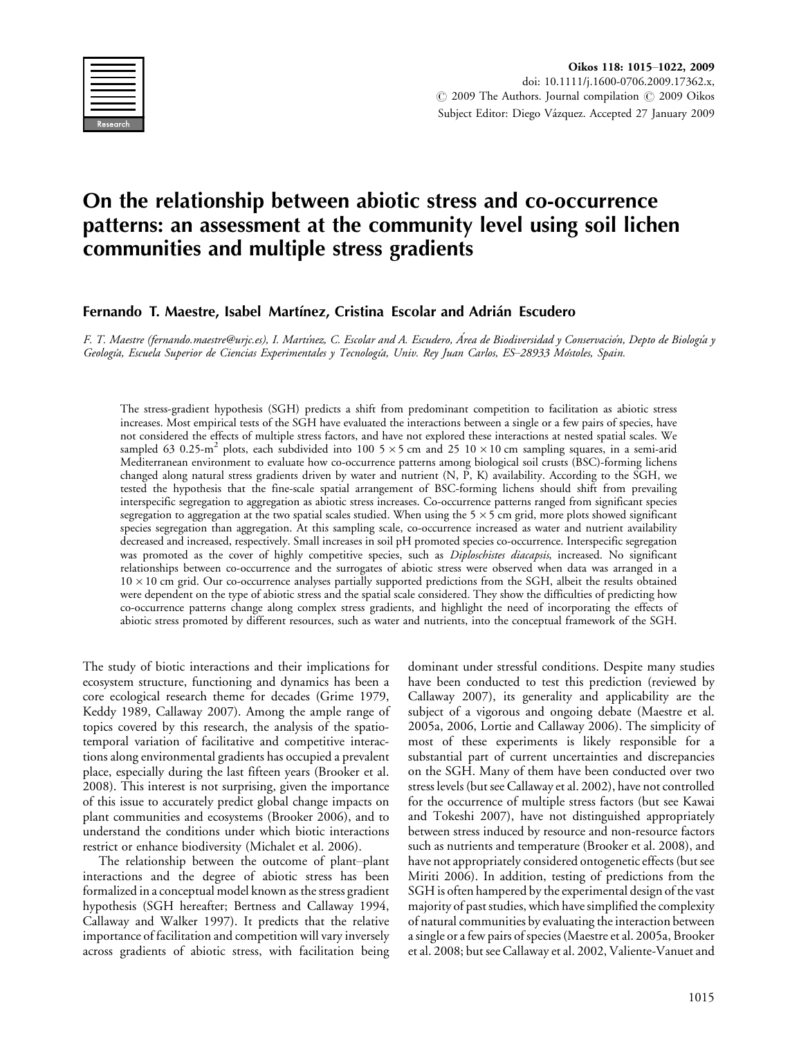# On the relationship between abiotic stress and co-occurrence patterns: an assessment at the community level using soil lichen communities and multiple stress gradients

**Fernando T. Maestre, Isabel Martínez, Cristina Escolar and Adrián Escudero**

*F. T. Maestre (fernando.maestre@urjc.es), I. Martínez, C. Escolar and A. Escudero, Área de Biodiversidad y Conservación, Depto de Biología y Geología, Escuela Superior de Ciencias Experimentales y Tecnología, Univ. Rey Juan Carlos, ES–28933 Móstoles, Spain.*

The stress-gradient hypothesis (SGH) predicts a shift from predominant competition to facilitation as abiotic stress increases. Most empirical tests of the SGH have evaluated the interactions between a single or a few pairs of species, have not considered the effects of multiple stress factors, and have not explored these interactions at nested spatial scales. We sampled 63 0.25-$m^2$ plots, each subdivided into 100 $5 \times 5$ cm and 25 $10 \times 10$ cm sampling squares, in a semi-arid Mediterranean environment to evaluate how co-occurrence patterns among biological soil crusts (BSC)-forming lichens changed along natural stress gradients driven by water and nutrient (N, P, K) availability. According to the SGH, we tested the hypothesis that the fine-scale spatial arrangement of BSC-forming lichens should shift from prevailing interspecific segregation to aggregation as abiotic stress increases. Co-occurrence patterns ranged from significant species segregation to aggregation at the two spatial scales studied. When using the $5 \times 5$ cm grid, more plots showed significant species segregation than aggregation. At this sampling scale, co-occurrence increased as water and nutrient availability decreased and increased, respectively. Small increases in soil pH promoted species co-occurrence. Interspecific segregation was promoted as the cover of highly competitive species, such as *Diploschistes diacapsis*, increased. No significant relationships between co-occurrence and the surrogates of abiotic stress were observed when data was arranged in a $10 \times 10$ cm grid. Our co-occurrence analyses partially supported predictions from the SGH, albeit the results obtained were dependent on the type of abiotic stress and the spatial scale considered. They show the difficulties of predicting how co-occurrence patterns change along complex stress gradients, and highlight the need of incorporating the effects of abiotic stress promoted by different resources, such as water and nutrients, into the conceptual framework of the SGH.

The study of biotic interactions and their implications for ecosystem structure, functioning and dynamics has been a core ecological research theme for decades (Grime 1979, Keddy 1989, Callaway 2007). Among the ample range of topics covered by this research, the analysis of the spatio-temporal variation of facilitative and competitive interactions along environmental gradients has occupied a prevalent place, especially during the last fifteen years (Brooker et al. 2008). This interest is not surprising, given the importance of this issue to accurately predict global change impacts on plant communities and ecosystems (Brooker 2006), and to understand the conditions under which biotic interactions restrict or enhance biodiversity (Michalet et al. 2006).

The relationship between the outcome of plant–plant interactions and the degree of abiotic stress has been formalized in a conceptual model known as the stress gradient hypothesis (SGH hereafter; Bertness and Callaway 1994, Callaway and Walker 1997). It predicts that the relative importance of facilitation and competition will vary inversely across gradients of abiotic stress, with facilitation being dominant under stressful conditions. Despite many studies have been conducted to test this prediction (reviewed by Callaway 2007), its generality and applicability are the subject of a vigorous and ongoing debate (Maestre et al. 2005a, 2006, Lortie and Callaway 2006). The simplicity of most of these experiments is likely responsible for a substantial part of current uncertainties and discrepancies on the SGH. Many of them have been conducted over two stress levels (but see Callaway et al. 2002), have not controlled for the occurrence of multiple stress factors (but see Kawai and Tokeshi 2007), have not distinguished appropriately between stress induced by resource and non-resource factors such as nutrients and temperature (Brooker et al. 2008), and have not appropriately considered ontogenetic effects (but see Miriti 2006). In addition, testing of predictions from the SGH is often hampered by the experimental design of the vast majority of past studies, which have simplified the complexity of natural communities by evaluating the interaction between a single or a few pairs of species (Maestre et al. 2005a, Brooker et al. 2008; but see Callaway et al. 2002, Valiente-Vanuet and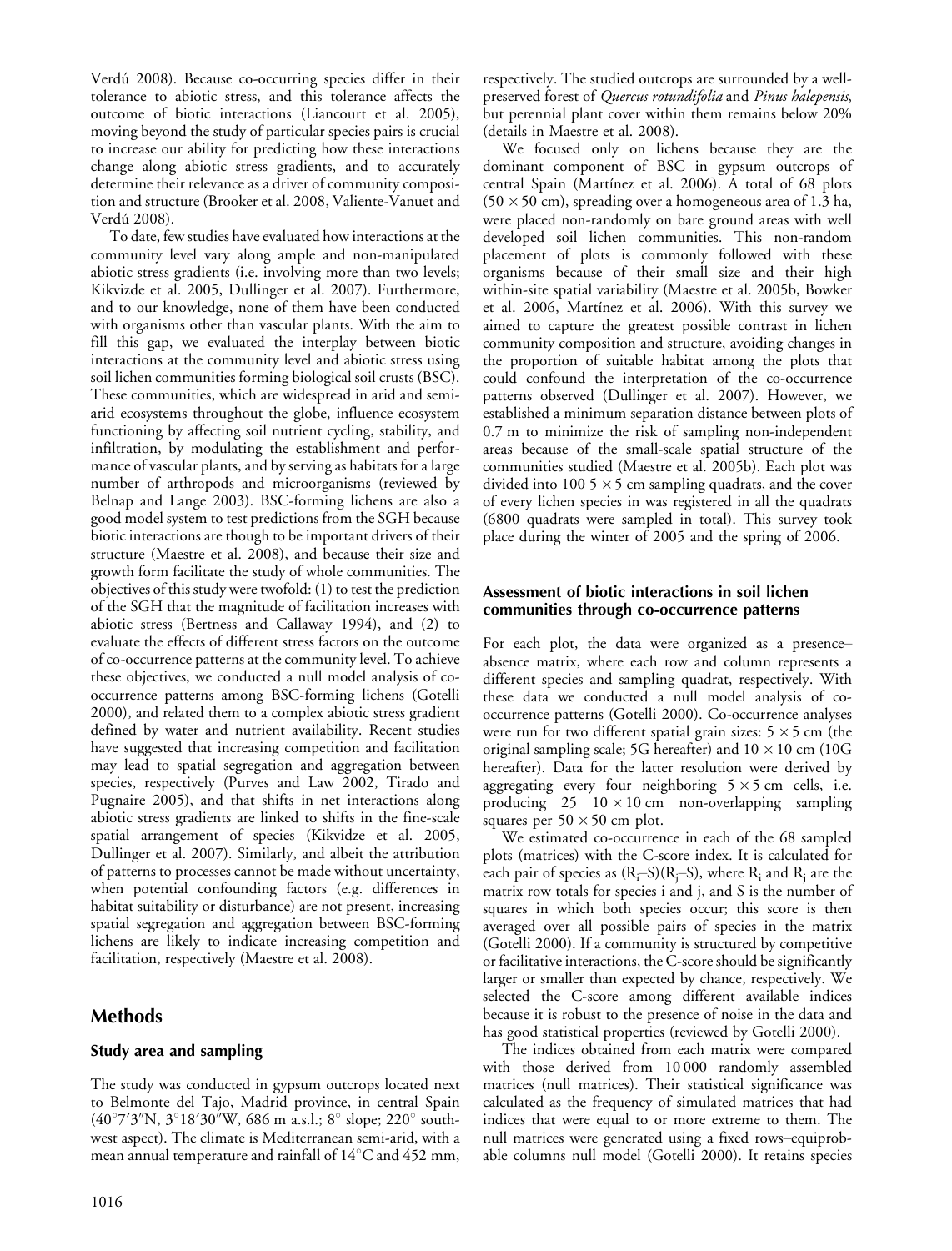Verdú 2008). Because co-occurring species differ in their tolerance to abiotic stress, and this tolerance affects the outcome of biotic interactions (Liancourt et al. 2005), moving beyond the study of particular species pairs is crucial to increase our ability for predicting how these interactions change along abiotic stress gradients, and to accurately determine their relevance as a driver of community composition and structure (Brooker et al. 2008, Valiente-Vanuet and Verdú 2008).

To date, few studies have evaluated how interactions at the community level vary along ample and non-manipulated abiotic stress gradients (i.e. involving more than two levels; Kikvizde et al. 2005, Dullinger et al. 2007). Furthermore, and to our knowledge, none of them have been conducted with organisms other than vascular plants. With the aim to fill this gap, we evaluated the interplay between biotic interactions at the community level and abiotic stress using soil lichen communities forming biological soil crusts (BSC). These communities, which are widespread in arid and semiarid ecosystems throughout the globe, influence ecosystem functioning by affecting soil nutrient cycling, stability, and infiltration, by modulating the establishment and performance of vascular plants, and by serving as habitats for a large number of arthropods and microorganisms (reviewed by Belnap and Lange 2003). BSC-forming lichens are also a good model system to test predictions from the SGH because biotic interactions are though to be important drivers of their structure (Maestre et al. 2008), and because their size and growth form facilitate the study of whole communities. The objectives of this study were twofold: (1) to test the prediction of the SGH that the magnitude of facilitation increases with abiotic stress (Bertness and Callaway 1994), and (2) to evaluate the effects of different stress factors on the outcome of co-occurrence patterns at the community level. To achieve these objectives, we conducted a null model analysis of co-occurrence patterns among BSC-forming lichens (Gotelli 2000), and related them to a complex abiotic stress gradient defined by water and nutrient availability. Recent studies have suggested that increasing competition and facilitation may lead to spatial segregation and aggregation between species, respectively (Purves and Law 2002, Tirado and Pugnaire 2005), and that shifts in net interactions along abiotic stress gradients are linked to shifts in the fine-scale spatial arrangement of species (Kikvidze et al. 2005, Dullinger et al. 2007). Similarly, and albeit the attribution of patterns to processes cannot be made without uncertainty, when potential confounding factors (e.g. differences in habitat suitability or disturbance) are not present, increasing spatial segregation and aggregation between BSC-forming lichens are likely to indicate increasing competition and facilitation, respectively (Maestre et al. 2008).

## Methods

### Study area and sampling

The study was conducted in gypsum outcrops located next to Belmonte del Tajo, Madrid province, in central Spain (40°7′3″N, 3°18′30″W, 686 m a.s.l.; 8° slope; 220° southwest aspect). The climate is Mediterranean semi-arid, with a mean annual temperature and rainfall of 14°C and 452 mm, respectively. The studied outcrops are surrounded by a well-preserved forest of *Quercus rotundifolia* and *Pinus halepensis*, but perennial plant cover within them remains below 20% (details in Maestre et al. 2008).

We focused only on lichens because they are the dominant component of BSC in gypsum outcrops of central Spain (Martínez et al. 2006). A total of 68 plots (50 × 50 cm), spreading over a homogeneous area of 1.3 ha, were placed non-randomly on bare ground areas with well developed soil lichen communities. This non-random placement of plots is commonly followed with these organisms because of their small size and their high within-site spatial variability (Maestre et al. 2005b, Bowker et al. 2006, Martínez et al. 2006). With this survey we aimed to capture the greatest possible contrast in lichen community composition and structure, avoiding changes in the proportion of suitable habitat among the plots that could confound the interpretation of the co-occurrence patterns observed (Dullinger et al. 2007). However, we established a minimum separation distance between plots of 0.7 m to minimize the risk of sampling non-independent areas because of the small-scale spatial structure of the communities studied (Maestre et al. 2005b). Each plot was divided into 100 5 × 5 cm sampling quadrats, and the cover of every lichen species in was registered in all the quadrats (6800 quadrats were sampled in total). This survey took place during the winter of 2005 and the spring of 2006.

### Assessment of biotic interactions in soil lichen communities through co-occurrence patterns

For each plot, the data were organized as a presence–absence matrix, where each row and column represents a different species and sampling quadrat, respectively. With these data we conducted a null model analysis of co-occurrence patterns (Gotelli 2000). Co-occurrence analyses were run for two different spatial grain sizes: 5 × 5 cm (the original sampling scale; 5G hereafter) and 10 × 10 cm (10G hereafter). Data for the latter resolution were derived by aggregating every four neighboring 5 × 5 cm cells, i.e. producing 25 10 × 10 cm non-overlapping sampling squares per 50 × 50 cm plot.

We estimated co-occurrence in each of the 68 sampled plots (matrices) with the C-score index. It is calculated for each pair of species as $(R_i–S)(R_j–S)$, where $R_i$ and $R_j$ are the matrix row totals for species i and j, and S is the number of squares in which both species occur; this score is then averaged over all possible pairs of species in the matrix (Gotelli 2000). If a community is structured by competitive or facilitative interactions, the C-score should be significantly larger or smaller than expected by chance, respectively. We selected the C-score among different available indices because it is robust to the presence of noise in the data and has good statistical properties (reviewed by Gotelli 2000).

The indices obtained from each matrix were compared with those derived from 10 000 randomly assembled matrices (null matrices). Their statistical significance was calculated as the frequency of simulated matrices that had indices that were equal to or more extreme to them. The null matrices were generated using a fixed rows–equiprobable columns null model (Gotelli 2000). It retains species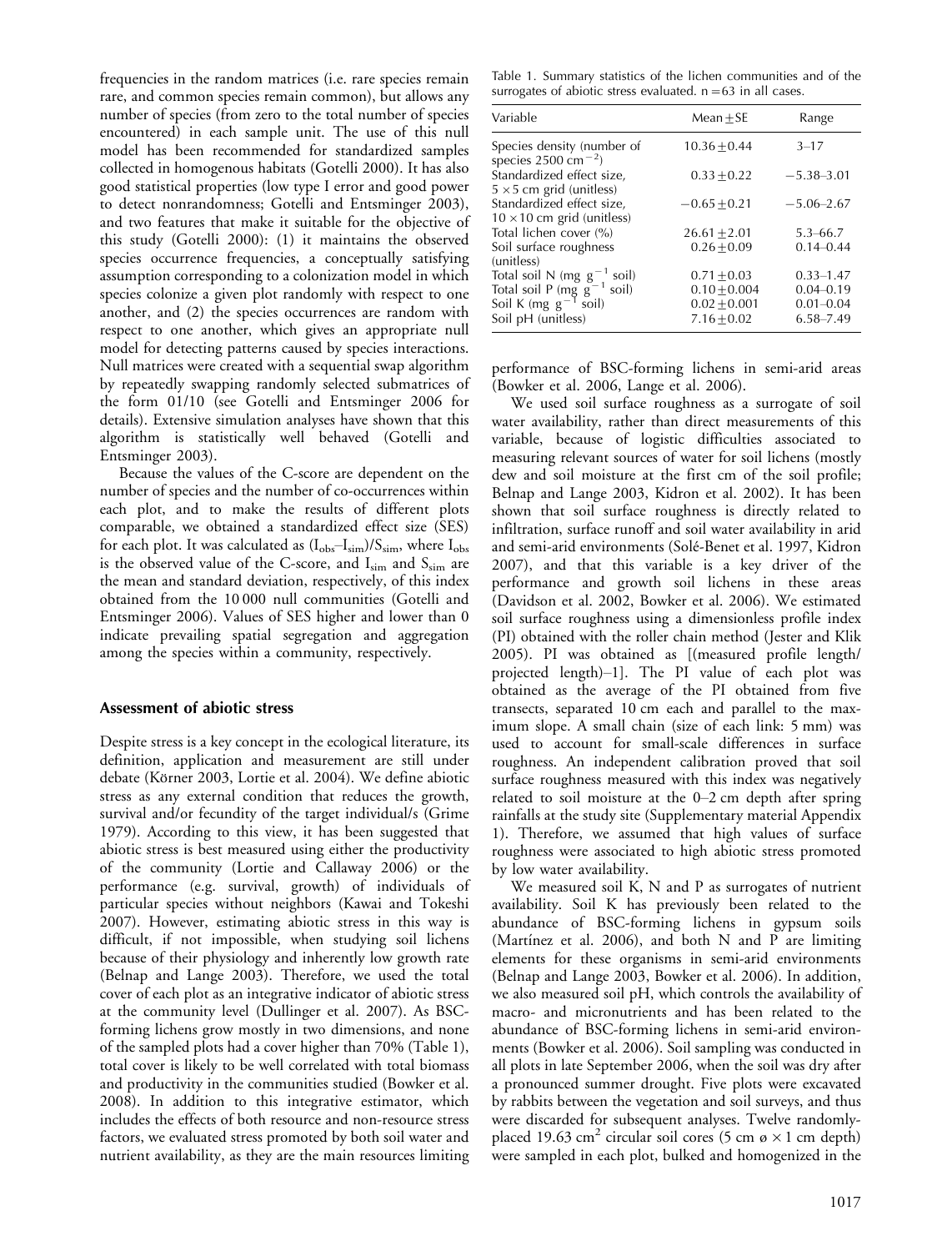frequencies in the random matrices (i.e. rare species remain rare, and common species remain common), but allows any number of species (from zero to the total number of species encountered) in each sample unit. The use of this null model has been recommended for standardized samples collected in homogenous habitats (Gotelli 2000). It has also good statistical properties (low type I error and good power to detect nonrandomness; Gotelli and Entsminger 2003), and two features that make it suitable for the objective of this study (Gotelli 2000): (1) it maintains the observed species occurrence frequencies, a conceptually satisfying assumption corresponding to a colonization model in which species colonize a given plot randomly with respect to one another, and (2) the species occurrences are random with respect to one another, which gives an appropriate null model for detecting patterns caused by species interactions. Null matrices were created with a sequential swap algorithm by repeatedly swapping randomly selected submatrices of the form 01/10 (see Gotelli and Entsminger 2006 for details). Extensive simulation analyses have shown that this algorithm is statistically well behaved (Gotelli and Entsminger 2003).

Because the values of the C-score are dependent on the number of species and the number of co-occurrences within each plot, and to make the results of different plots comparable, we obtained a standardized effect size (SES) for each plot. It was calculated as $(I_{obs}-I_{sim})/S_{sim}$, where $I_{obs}$ is the observed value of the C-score, and $I_{sim}$ and $S_{sim}$ are the mean and standard deviation, respectively, of this index obtained from the 10 000 null communities (Gotelli and Entsminger 2006). Values of SES higher and lower than 0 indicate prevailing spatial segregation and aggregation among the species within a community, respectively.

## Assessment of abiotic stress

Despite stress is a key concept in the ecological literature, its definition, application and measurement are still under debate (Körner 2003, Lortie et al. 2004). We define abiotic stress as any external condition that reduces the growth, survival and/or fecundity of the target individual/s (Grime 1979). According to this view, it has been suggested that abiotic stress is best measured using either the productivity of the community (Lortie and Callaway 2006) or the performance (e.g. survival, growth) of individuals of particular species without neighbors (Kawai and Tokeshi 2007). However, estimating abiotic stress in this way is difficult, if not impossible, when studying soil lichens because of their physiology and inherently low growth rate (Belnap and Lange 2003). Therefore, we used the total cover of each plot as an integrative indicator of abiotic stress at the community level (Dullinger et al. 2007). As BSC-forming lichens grow mostly in two dimensions, and none of the sampled plots had a cover higher than 70% (Table 1), total cover is likely to be well correlated with total biomass and productivity in the communities studied (Bowker et al. 2008). In addition to this integrative estimator, which includes the effects of both resource and non-resource stress factors, we evaluated stress promoted by both soil water and nutrient availability, as they are the main resources limiting

Table 1. Summary statistics of the lichen communities and of the surrogates of abiotic stress evaluated. n = 63 in all cases.

| Variable | Mean ± SE | Range |
|---|---|---|
| Species density (number of species 2500 $cm^{-2}$) | 10.36 ± 0.44 | 3–17 |
| Standardized effect size, 5 × 5 cm grid (unitless) | 0.33 ± 0.22 | −5.38–3.01 |
| Standardized effect size, 10 × 10 cm grid (unitless) | −0.65 ± 0.21 | −5.06–2.67 |
| Total lichen cover (%) | 26.61 ± 2.01 | 5.3–66.7 |
| Soil surface roughness (unitless) | 0.26 ± 0.09 | 0.14–0.44 |
| Total soil N (mg $g^{-1}$ soil) | 0.71 ± 0.03 | 0.33–1.47 |
| Total soil P (mg $g^{-1}$ soil) | 0.10 ± 0.004 | 0.04–0.19 |
| Soil K (mg $g^{-1}$ soil) | 0.02 ± 0.001 | 0.01–0.04 |
| Soil pH (unitless) | 7.16 ± 0.02 | 6.58–7.49 |

performance of BSC-forming lichens in semi-arid areas (Bowker et al. 2006, Lange et al. 2006).

We used soil surface roughness as a surrogate of soil water availability, rather than direct measurements of this variable, because of logistic difficulties associated to measuring relevant sources of water for soil lichens (mostly dew and soil moisture at the first cm of the soil profile; Belnap and Lange 2003, Kidron et al. 2002). It has been shown that soil surface roughness is directly related to infiltration, surface runoff and soil water availability in arid and semi-arid environments (Solé-Benet et al. 1997, Kidron 2007), and that this variable is a key driver of the performance and growth soil lichens in these areas (Davidson et al. 2002, Bowker et al. 2006). We estimated soil surface roughness using a dimensionless profile index (PI) obtained with the roller chain method (Jester and Klik 2005). PI was obtained as [(measured profile length/projected length)–1]. The PI value of each plot was obtained as the average of the PI obtained from five transects, separated 10 cm each and parallel to the maximum slope. A small chain (size of each link: 5 mm) was used to account for small-scale differences in surface roughness. An independent calibration proved that soil surface roughness measured with this index was negatively related to soil moisture at the 0–2 cm depth after spring rainfalls at the study site (Supplementary material Appendix 1). Therefore, we assumed that high values of surface roughness were associated to high abiotic stress promoted by low water availability.

We measured soil K, N and P as surrogates of nutrient availability. Soil K has previously been related to the abundance of BSC-forming lichens in gypsum soils (Martínez et al. 2006), and both N and P are limiting elements for these organisms in semi-arid environments (Belnap and Lange 2003, Bowker et al. 2006). In addition, we also measured soil pH, which controls the availability of macro- and micronutrients and has been related to the abundance of BSC-forming lichens in semi-arid environments (Bowker et al. 2006). Soil sampling was conducted in all plots in late September 2006, when the soil was dry after a pronounced summer drought. Five plots were excavated by rabbits between the vegetation and soil surveys, and thus were discarded for subsequent analyses. Twelve randomly-placed 19.63 $cm^2$ circular soil cores (5 cm ø × 1 cm depth) were sampled in each plot, bulked and homogenized in the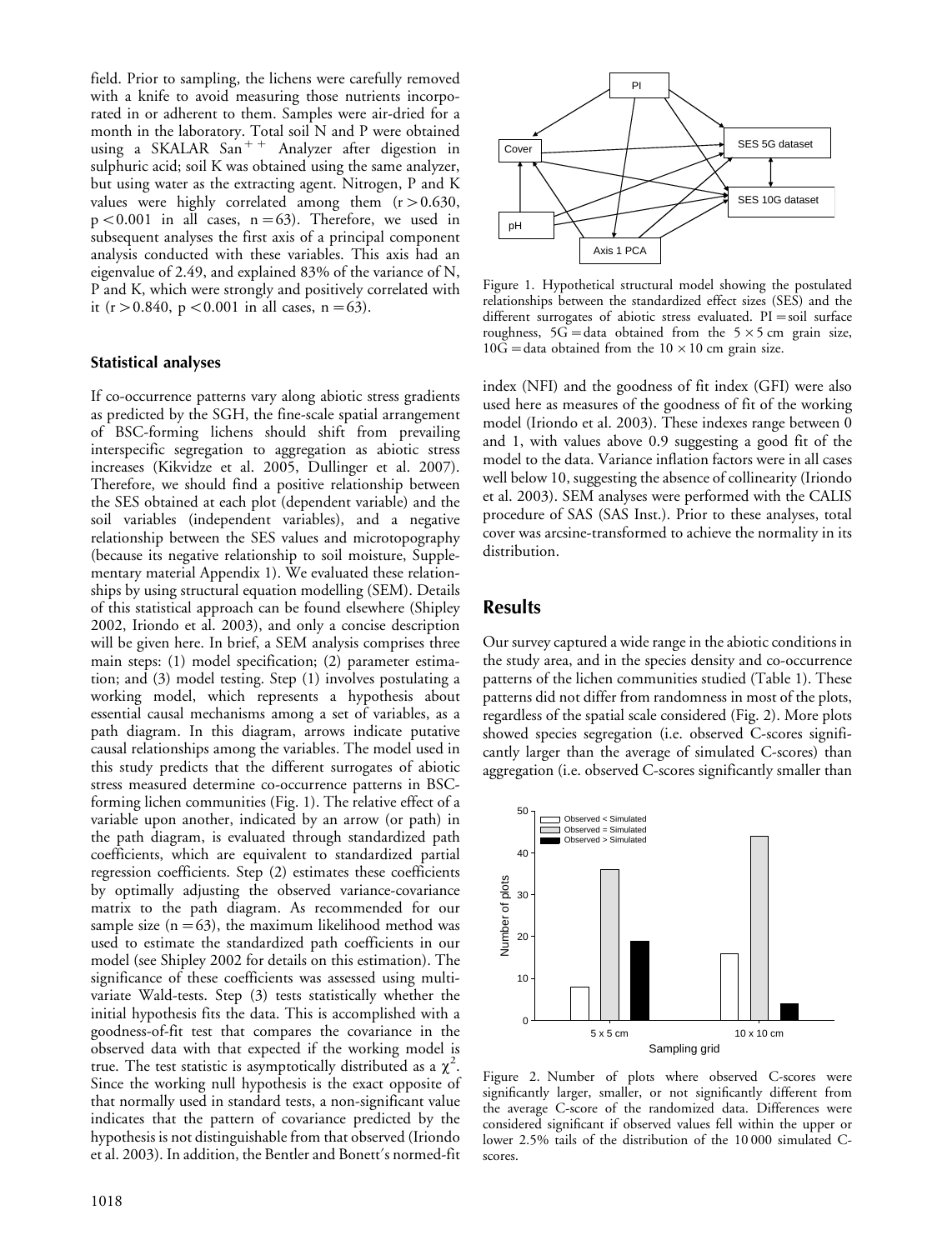field. Prior to sampling, the lichens were carefully removed with a knife to avoid measuring those nutrients incorporated in or adherent to them. Samples were air-dried for a month in the laboratory. Total soil N and P were obtained using a SKALAR San$^{++}$ Analyzer after digestion in sulphuric acid; soil K was obtained using the same analyzer, but using water as the extracting agent. Nitrogen, P and K values were highly correlated among them ($r > 0.630$, $p < 0.001$ in all cases, $n = 63$). Therefore, we used in subsequent analyses the first axis of a principal component analysis conducted with these variables. This axis had an eigenvalue of 2.49, and explained 83% of the variance of N, P and K, which were strongly and positively correlated with it ($r > 0.840$, $p < 0.001$ in all cases, $n = 63$).

### Statistical analyses

If co-occurrence patterns vary along abiotic stress gradients as predicted by the SGH, the fine-scale spatial arrangement of BSC-forming lichens should shift from prevailing interspecific segregation to aggregation as abiotic stress increases (Kikvidze et al. 2005, Dullinger et al. 2007). Therefore, we should find a positive relationship between the SES obtained at each plot (dependent variable) and the soil variables (independent variables), and a negative relationship between the SES values and microtopography (because its negative relationship to soil moisture, Supplementary material Appendix 1). We evaluated these relationships by using structural equation modelling (SEM). Details of this statistical approach can be found elsewhere (Shipley 2002, Iriondo et al. 2003), and only a concise description will be given here. In brief, a SEM analysis comprises three main steps: (1) model specification; (2) parameter estimation; and (3) model testing. Step (1) involves postulating a working model, which represents a hypothesis about essential causal mechanisms among a set of variables, as a path diagram. In this diagram, arrows indicate putative causal relationships among the variables. The model used in this study predicts that the different surrogates of abiotic stress measured determine co-occurrence patterns in BSC-forming lichen communities (Fig. 1). The relative effect of a variable upon another, indicated by an arrow (or path) in the path diagram, is evaluated through standardized path coefficients, which are equivalent to standardized partial regression coefficients. Step (2) estimates these coefficients by optimally adjusting the observed variance-covariance matrix to the path diagram. As recommended for our sample size ($n = 63$), the maximum likelihood method was used to estimate the standardized path coefficients in our model (see Shipley 2002 for details on this estimation). The significance of these coefficients was assessed using multivariate Wald-tests. Step (3) tests statistically whether the initial hypothesis fits the data. This is accomplished with a goodness-of-fit test that compares the covariance in the observed data with that expected if the working model is true. The test statistic is asymptotically distributed as a $\chi^2$. Since the working null hypothesis is the exact opposite of that normally used in standard tests, a non-significant value indicates that the pattern of covariance predicted by the hypothesis is not distinguishable from that observed (Iriondo et al. 2003). In addition, the Bentler and Bonett's normed-fit index (NFI) and the goodness of fit index (GFI) were also used here as measures of the goodness of fit of the working model (Iriondo et al. 2003). These indexes range between 0 and 1, with values above 0.9 suggesting a good fit of the model to the data. Variance inflation factors were in all cases well below 10, suggesting the absence of collinearity (Iriondo et al. 2003). SEM analyses were performed with the CALIS procedure of SAS (SAS Inst.). Prior to these analyses, total cover was arcsine-transformed to achieve the normality in its distribution.

Figure 1. Hypothetical structural model showing the postulated relationships between the standardized effect sizes (SES) and the different surrogates of abiotic stress evaluated. PI = soil surface roughness, 5G = data obtained from the $5 \times 5$ cm grain size, 10G = data obtained from the $10 \times 10$ cm grain size.

## Results

Our survey captured a wide range in the abiotic conditions in the study area, and in the species density and co-occurrence patterns of the lichen communities studied (Table 1). These patterns did not differ from randomness in most of the plots, regardless of the spatial scale considered (Fig. 2). More plots showed species segregation (i.e. observed C-scores significantly larger than the average of simulated C-scores) than aggregation (i.e. observed C-scores significantly smaller than

Figure 2. Number of plots where observed C-scores were significantly larger, smaller, or not significantly different from the average C-score of the randomized data. Differences were considered significant if observed values fell within the upper or lower 2.5% tails of the distribution of the 10 000 simulated C-scores.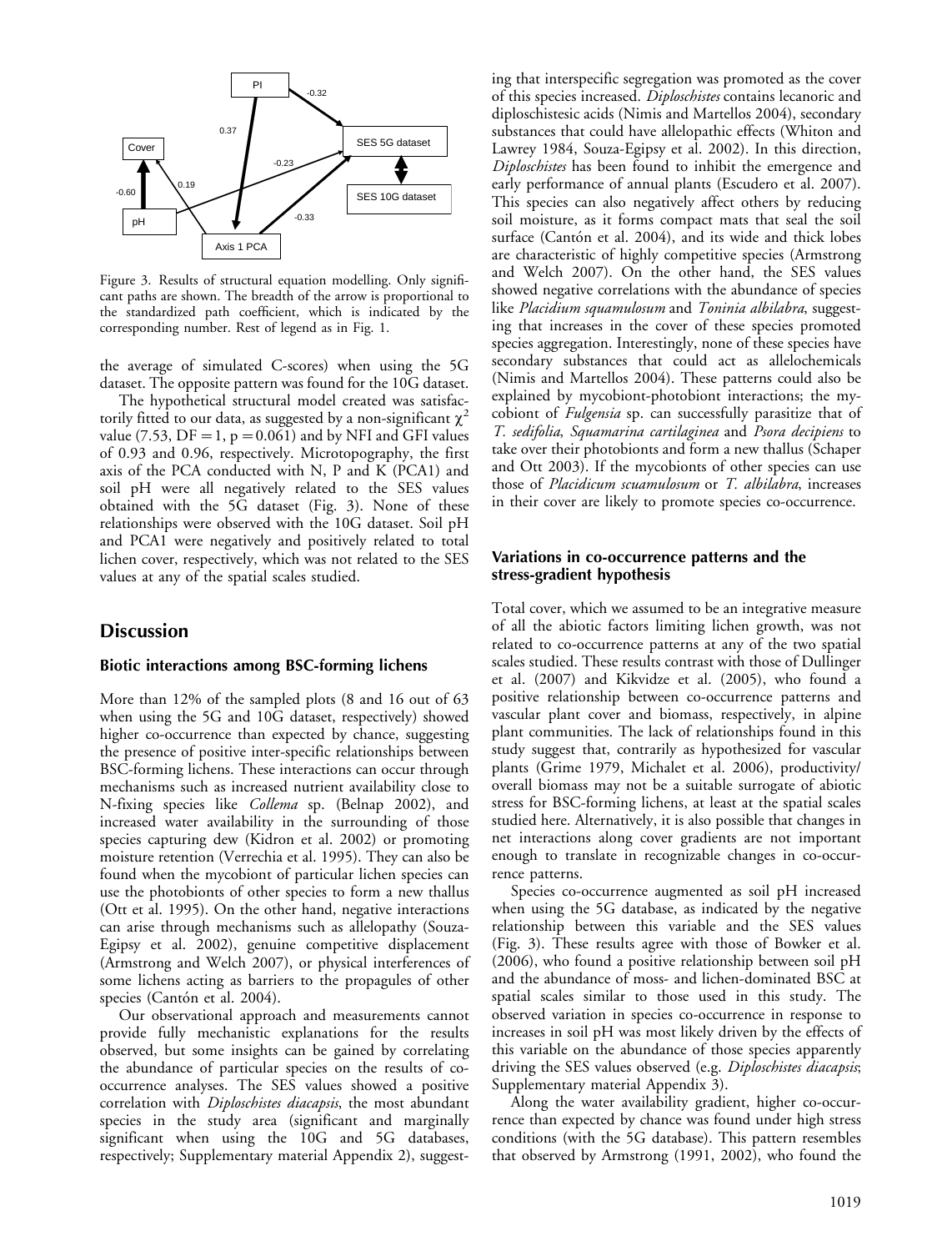Figure 3. Results of structural equation modelling. Only significant paths are shown. The breadth of the arrow is proportional to the standardized path coefficient, which is indicated by the corresponding number. Rest of legend as in Fig. 1.

the average of simulated C-scores) when using the 5G dataset. The opposite pattern was found for the 10G dataset.

The hypothetical structural model created was satisfactorily fitted to our data, as suggested by a non-significant $\chi^2$ value (7.53, DF = 1, p = 0.061) and by NFI and GFI values of 0.93 and 0.96, respectively. Microtopography, the first axis of the PCA conducted with N, P and K (PCA1) and soil pH were all negatively related to the SES values obtained with the 5G dataset (Fig. 3). None of these relationships were observed with the 10G dataset. Soil pH and PCA1 were negatively and positively related to total lichen cover, respectively, which was not related to the SES values at any of the spatial scales studied.

## Discussion

### Biotic interactions among BSC-forming lichens

More than 12% of the sampled plots (8 and 16 out of 63 when using the 5G and 10G dataset, respectively) showed higher co-occurrence than expected by chance, suggesting the presence of positive inter-specific relationships between BSC-forming lichens. These interactions can occur through mechanisms such as increased nutrient availability close to N-fixing species like *Collema* sp. (Belnap 2002), and increased water availability in the surrounding of those species capturing dew (Kidron et al. 2002) or promoting moisture retention (Verrechia et al. 1995). They can also be found when the mycobiont of particular lichen species can use the photobionts of other species to form a new thallus (Ott et al. 1995). On the other hand, negative interactions can arise through mechanisms such as allelopathy (Souza-Egipsy et al. 2002), genuine competitive displacement (Armstrong and Welch 2007), or physical interferences of some lichens acting as barriers to the propagules of other species (Cantón et al. 2004).

Our observational approach and measurements cannot provide fully mechanistic explanations for the results observed, but some insights can be gained by correlating the abundance of particular species on the results of co-occurrence analyses. The SES values showed a positive correlation with *Diploschistes diacapsis*, the most abundant species in the study area (significant and marginally significant when using the 10G and 5G databases, respectively; Supplementary material Appendix 2), suggesting that interspecific segregation was promoted as the cover of this species increased. *Diploschistes* contains lecanoric and diploschistesic acids (Nimis and Martellos 2004), secondary substances that could have allelopathic effects (Whiton and Lawrey 1984, Souza-Egipsy et al. 2002). In this direction, *Diploschistes* has been found to inhibit the emergence and early performance of annual plants (Escudero et al. 2007). This species can also negatively affect others by reducing soil moisture, as it forms compact mats that seal the soil surface (Cantón et al. 2004), and its wide and thick lobes are characteristic of highly competitive species (Armstrong and Welch 2007). On the other hand, the SES values showed negative correlations with the abundance of species like *Placidium squamulosum* and *Toninia albilabra*, suggesting that increases in the cover of these species promoted species aggregation. Interestingly, none of these species have secondary substances that could act as allelochemicals (Nimis and Martellos 2004). These patterns could also be explained by mycobiont-photobiont interactions; the mycobiont of *Fulgensia* sp. can successfully parasitize that of *T. sedifolia*, *Squamarina cartilaginea* and *Psora decipiens* to take over their photobionts and form a new thallus (Schaper and Ott 2003). If the mycobionts of other species can use those of *Placidicum scuamulosum* or *T. albilabra*, increases in their cover are likely to promote species co-occurrence.

### Variations in co-occurrence patterns and the stress-gradient hypothesis

Total cover, which we assumed to be an integrative measure of all the abiotic factors limiting lichen growth, was not related to co-occurrence patterns at any of the two spatial scales studied. These results contrast with those of Dullinger et al. (2007) and Kikvidze et al. (2005), who found a positive relationship between co-occurrence patterns and vascular plant cover and biomass, respectively, in alpine plant communities. The lack of relationships found in this study suggest that, contrarily as hypothesized for vascular plants (Grime 1979, Michalet et al. 2006), productivity/overall biomass may not be a suitable surrogate of abiotic stress for BSC-forming lichens, at least at the spatial scales studied here. Alternatively, it is also possible that changes in net interactions along cover gradients are not important enough to translate in recognizable changes in co-occurrence patterns.

Species co-occurrence augmented as soil pH increased when using the 5G database, as indicated by the negative relationship between this variable and the SES values (Fig. 3). These results agree with those of Bowker et al. (2006), who found a positive relationship between soil pH and the abundance of moss- and lichen-dominated BSC at spatial scales similar to those used in this study. The observed variation in species co-occurrence in response to increases in soil pH was most likely driven by the effects of this variable on the abundance of those species apparently driving the SES values observed (e.g. *Diploschistes diacapsis*; Supplementary material Appendix 3).

Along the water availability gradient, higher co-occurrence than expected by chance was found under high stress conditions (with the 5G database). This pattern resembles that observed by Armstrong (1991, 2002), who found the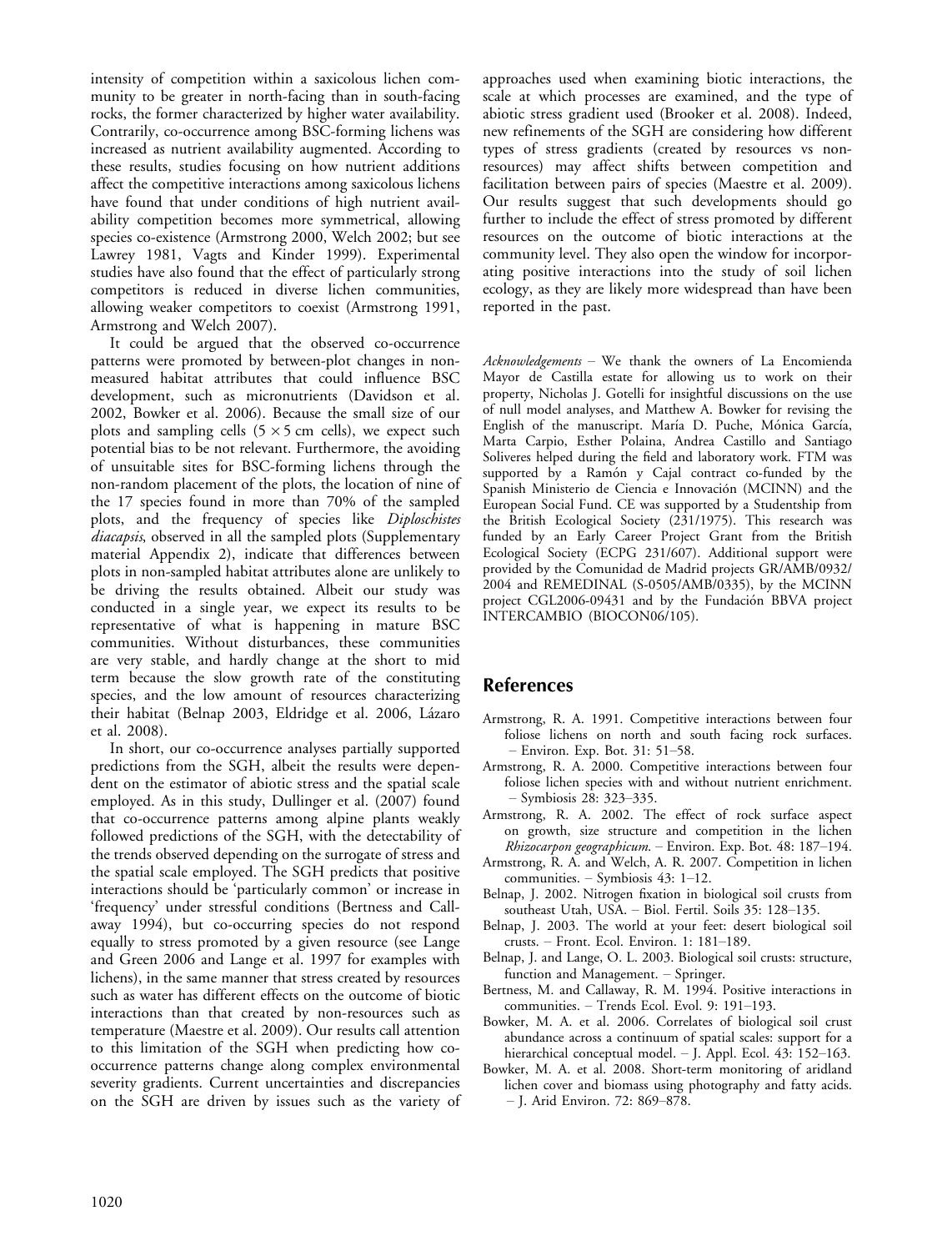intensity of competition within a saxicolous lichen community to be greater in north-facing than in south-facing rocks, the former characterized by higher water availability. Contrarily, co-occurrence among BSC-forming lichens was increased as nutrient availability augmented. According to these results, studies focusing on how nutrient additions affect the competitive interactions among saxicolous lichens have found that under conditions of high nutrient availability competition becomes more symmetrical, allowing species co-existence (Armstrong 2000, Welch 2002; but see Lawrey 1981, Vagts and Kinder 1999). Experimental studies have also found that the effect of particularly strong competitors is reduced in diverse lichen communities, allowing weaker competitors to coexist (Armstrong 1991, Armstrong and Welch 2007).

It could be argued that the observed co-occurrence patterns were promoted by between-plot changes in non-measured habitat attributes that could influence BSC development, such as micronutrients (Davidson et al. 2002, Bowker et al. 2006). Because the small size of our plots and sampling cells ($5 \times 5$ cm cells), we expect such potential bias to be not relevant. Furthermore, the avoiding of unsuitable sites for BSC-forming lichens through the non-random placement of the plots, the location of nine of the 17 species found in more than 70% of the sampled plots, and the frequency of species like *Diploschistes diacapsis*, observed in all the sampled plots (Supplementary material Appendix 2), indicate that differences between plots in non-sampled habitat attributes alone are unlikely to be driving the results obtained. Albeit our study was conducted in a single year, we expect its results to be representative of what is happening in mature BSC communities. Without disturbances, these communities are very stable, and hardly change at the short to mid term because the slow growth rate of the constituting species, and the low amount of resources characterizing their habitat (Belnap 2003, Eldridge et al. 2006, Lázaro et al. 2008).

In short, our co-occurrence analyses partially supported predictions from the SGH, albeit the results were dependent on the estimator of abiotic stress and the spatial scale employed. As in this study, Dullinger et al. (2007) found that co-occurrence patterns among alpine plants weakly followed predictions of the SGH, with the detectability of the trends observed depending on the surrogate of stress and the spatial scale employed. The SGH predicts that positive interactions should be 'particularly common' or increase in 'frequency' under stressful conditions (Bertness and Callaway 1994), but co-occurring species do not respond equally to stress promoted by a given resource (see Lange and Green 2006 and Lange et al. 1997 for examples with lichens), in the same manner that stress created by resources such as water has different effects on the outcome of biotic interactions than that created by non-resources such as temperature (Maestre et al. 2009). Our results call attention to this limitation of the SGH when predicting how co-occurrence patterns change along complex environmental severity gradients. Current uncertainties and discrepancies on the SGH are driven by issues such as the variety of approaches used when examining biotic interactions, the scale at which processes are examined, and the type of abiotic stress gradient used (Brooker et al. 2008). Indeed, new refinements of the SGH are considering how different types of stress gradients (created by resources vs non-resources) may affect shifts between competition and facilitation between pairs of species (Maestre et al. 2009). Our results suggest that such developments should go further to include the effect of stress promoted by different resources on the outcome of biotic interactions at the community level. They also open the window for incorporating positive interactions into the study of soil lichen ecology, as they are likely more widespread than have been reported in the past.

*Acknowledgements* – We thank the owners of La Encomienda Mayor de Castilla estate for allowing us to work on their property, Nicholas J. Gotelli for insightful discussions on the use of null model analyses, and Matthew A. Bowker for revising the English of the manuscript. María D. Puche, Mónica García, Marta Carpio, Esther Polaina, Andrea Castillo and Santiago Soliveres helped during the field and laboratory work. FTM was supported by a Ramón y Cajal contract co-funded by the Spanish Ministerio de Ciencia e Innovación (MCINN) and the European Social Fund. CE was supported by a Studentship from the British Ecological Society (231/1975). This research was funded by an Early Career Project Grant from the British Ecological Society (ECPG 231/607). Additional support were provided by the Comunidad de Madrid projects GR/AMB/0932/2004 and REMEDINAL (S-0505/AMB/0335), by the MCINN project CGL2006-09431 and by the Fundación BBVA project INTERCAMBIO (BIOCON06/105).

## References

- Armstrong, R. A. 1991. Competitive interactions between four foliose lichens on north and south facing rock surfaces. – Environ. Exp. Bot. 31: 51–58.
- Armstrong, R. A. 2000. Competitive interactions between four foliose lichen species with and without nutrient enrichment. – Symbiosis 28: 323–335.
- Armstrong, R. A. 2002. The effect of rock surface aspect on growth, size structure and competition in the lichen *Rhizocarpon geographicum*. – Environ. Exp. Bot. 48: 187–194.
- Armstrong, R. A. and Welch, A. R. 2007. Competition in lichen communities. – Symbiosis 43: 1–12.
- Belnap, J. 2002. Nitrogen fixation in biological soil crusts from southeast Utah, USA. – Biol. Fertil. Soils 35: 128–135.
- Belnap, J. 2003. The world at your feet: desert biological soil crusts. – Front. Ecol. Environ. 1: 181–189.
- Belnap, J. and Lange, O. L. 2003. Biological soil crusts: structure, function and Management. – Springer.
- Bertness, M. and Callaway, R. M. 1994. Positive interactions in communities. – Trends Ecol. Evol. 9: 191–193.
- Bowker, M. A. et al. 2006. Correlates of biological soil crust abundance across a continuum of spatial scales: support for a hierarchical conceptual model. – J. Appl. Ecol. 43: 152–163.
- Bowker, M. A. et al. 2008. Short-term monitoring of aridland lichen cover and biomass using photography and fatty acids. – J. Arid Environ. 72: 869–878.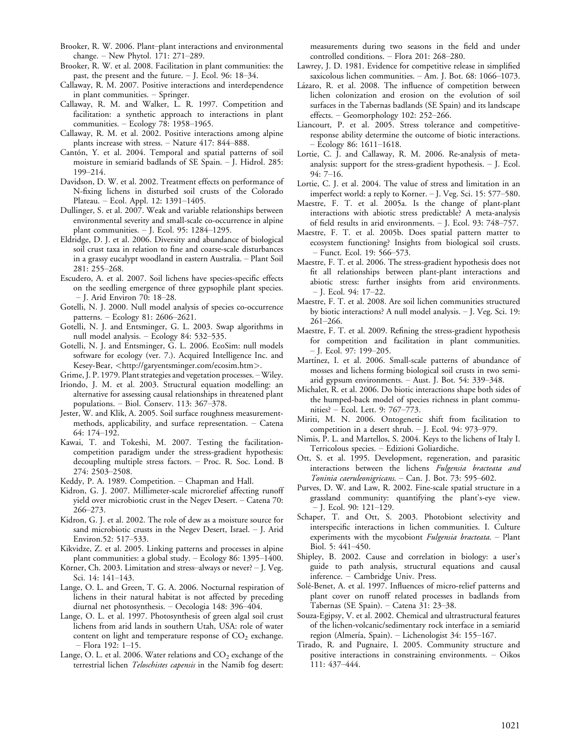Brooker, R. W. 2006. Plant–plant interactions and environmental change. – New Phytol. 171: 271–289.

Brooker, R. W. et al. 2008. Facilitation in plant communities: the past, the present and the future. – J. Ecol. 96: 18–34.

Callaway, R. M. 2007. Positive interactions and interdependence in plant communities. – Springer.

Callaway, R. M. and Walker, L. R. 1997. Competition and facilitation: a synthetic approach to interactions in plant communities. – Ecology 78: 1958–1965.

Callaway, R. M. et al. 2002. Positive interactions among alpine plants increase with stress. – Nature 417: 844–888.

Cantón, Y. et al. 2004. Temporal and spatial patterns of soil moisture in semiarid badlands of SE Spain. – J. Hidrol. 285: 199–214.

Davidson, D. W. et al. 2002. Treatment effects on performance of N-fixing lichens in disturbed soil crusts of the Colorado Plateau. – Ecol. Appl. 12: 1391–1405.

Dullinger, S. et al. 2007. Weak and variable relationships between environmental severity and small-scale co-occurrence in alpine plant communities. – J. Ecol. 95: 1284–1295.

Eldridge, D. J. et al. 2006. Diversity and abundance of biological soil crust taxa in relation to fine and coarse-scale disturbances in a grassy eucalypt woodland in eastern Australia. – Plant Soil 281: 255–268.

Escudero, A. et al. 2007. Soil lichens have species-specific effects on the seedling emergence of three gypsophile plant species. – J. Arid Environ 70: 18–28.

Gotelli, N. J. 2000. Null model analysis of species co-occurrence patterns. – Ecology 81: 2606–2621.

Gotelli, N. J. and Entsminger, G. L. 2003. Swap algorithms in null model analysis. – Ecology 84: 532–535.

Gotelli, N. J. and Entsminger, G. L. 2006. EcoSim: null models software for ecology (ver. 7.). Acquired Intelligence Inc. and Kesey-Bear, <http://garyentsminger.com/ecosim.htm>.

Grime, J. P. 1979. Plant strategies and vegetation processes. – Wiley.

Iriondo, J. M. et al. 2003. Structural equation modelling: an alternative for assessing causal relationships in threatened plant populations. – Biol. Conserv. 113: 367–378.

Jester, W. and Klik, A. 2005. Soil surface roughness measurement-methods, applicability, and surface representation. – Catena 64: 174–192.

Kawai, T. and Tokeshi, M. 2007. Testing the facilitation-competition paradigm under the stress-gradient hypothesis: decoupling multiple stress factors. – Proc. R. Soc. Lond. B 274: 2503–2508.

Keddy, P. A. 1989. Competition. – Chapman and Hall.

Kidron, G. J. 2007. Millimeter-scale microrelief affecting runoff yield over microbiotic crust in the Negev Desert. – Catena 70: 266–273.

Kidron, G. J. et al. 2002. The role of dew as a moisture source for sand microbiotic crusts in the Negev Desert, Israel. – J. Arid Environ.52: 517–533.

Kikvidze, Z. et al. 2005. Linking patterns and processes in alpine plant communities: a global study. – Ecology 86: 1395–1400.

Körner, Ch. 2003. Limitation and stress–always or never? – J. Veg. Sci. 14: 141–143.

Lange, O. L. and Green, T. G. A. 2006. Nocturnal respiration of lichens in their natural habitat is not affected by preceding diurnal net photosynthesis. – Oecologia 148: 396–404.

Lange, O. L. et al. 1997. Photosynthesis of green algal soil crust lichens from arid lands in southern Utah, USA: role of water content on light and temperature response of $CO_2$ exchange. – Flora 192: 1–15.

Lange, O. L. et al. 2006. Water relations and $CO_2$ exchange of the terrestrial lichen *Teloschistes capensis* in the Namib fog desert: measurements during two seasons in the field and under controlled conditions. – Flora 201: 268–280.

Lawrey, J. D. 1981. Evidence for competitive release in simplified saxicolous lichen communities. – Am. J. Bot. 68: 1066–1073.

Lázaro, R. et al. 2008. The influence of competition between lichen colonization and erosion on the evolution of soil surfaces in the Tabernas badlands (SE Spain) and its landscape effects. – Geomorphology 102: 252–266.

Liancourt, P. et al. 2005. Stress tolerance and competitive-response ability determine the outcome of biotic interactions. – Ecology 86: 1611–1618.

Lortie, C. J. and Callaway, R. M. 2006. Re-analysis of meta-analysis: support for the stress-gradient hypothesis. – J. Ecol. 94: 7–16.

Lortie, C. J. et al. 2004. The value of stress and limitation in an imperfect world: a reply to Korner. – J. Veg. Sci. 15: 577–580.

Maestre, F. T. et al. 2005a. Is the change of plant-plant interactions with abiotic stress predictable? A meta-analysis of field results in arid environments. – J. Ecol. 93: 748–757.

Maestre, F. T. et al. 2005b. Does spatial pattern matter to ecosystem functioning? Insights from biological soil crusts. – Funct. Ecol. 19: 566–573.

Maestre, F. T. et al. 2006. The stress-gradient hypothesis does not fit all relationships between plant-plant interactions and abiotic stress: further insights from arid environments. – J. Ecol. 94: 17–22.

Maestre, F. T. et al. 2008. Are soil lichen communities structured by biotic interactions? A null model analysis. – J. Veg. Sci. 19: 261–266.

Maestre, F. T. et al. 2009. Refining the stress-gradient hypothesis for competition and facilitation in plant communities. – J. Ecol. 97: 199–205.

Martínez, I. et al. 2006. Small-scale patterns of abundance of mosses and lichens forming biological soil crusts in two semi-arid gypsum environments. – Aust. J. Bot. 54: 339–348.

Michalet, R. et al. 2006. Do biotic interactions shape both sides of the humped-back model of species richness in plant communities? – Ecol. Lett. 9: 767–773.

Miriti, M. N. 2006. Ontogenetic shift from facilitation to competition in a desert shrub. – J. Ecol. 94: 973–979.

Nimis, P. L. and Martellos, S. 2004. Keys to the lichens of Italy I. Terricolous species. – Edizioni Goliardiche.

Ott, S. et al. 1995. Development, regeneration, and parasitic interactions between the lichens *Fulgensia bracteata and Toninia caeruleonigricans*. – Can. J. Bot. 73: 595–602.

Purves, D. W. and Law, R. 2002. Fine-scale spatial structure in a grassland community: quantifying the plant's-eye view. – J. Ecol. 90: 121–129.

Schaper, T. and Ott, S. 2003. Photobiont selectivity and interspecific interactions in lichen communities. I. Culture experiments with the mycobiont *Fulgensia bracteata*. – Plant Biol. 5: 441–450.

Shipley, B. 2002. Cause and correlation in biology: a user's guide to path analysis, structural equations and causal inference. – Cambridge Univ. Press.

Solé-Benet, A. et al. 1997. Influences of micro-relief patterns and plant cover on runoff related processes in badlands from Tabernas (SE Spain). – Catena 31: 23–38.

Souza-Egipsy, V. et al. 2002. Chemical and ultrastructural features of the lichen-volcanic/sedimentary rock interface in a semiarid region (Almería, Spain). – Lichenologist 34: 155–167.

Tirado, R. and Pugnaire, I. 2005. Community structure and positive interactions in constraining environments. – Oikos 111: 437–444.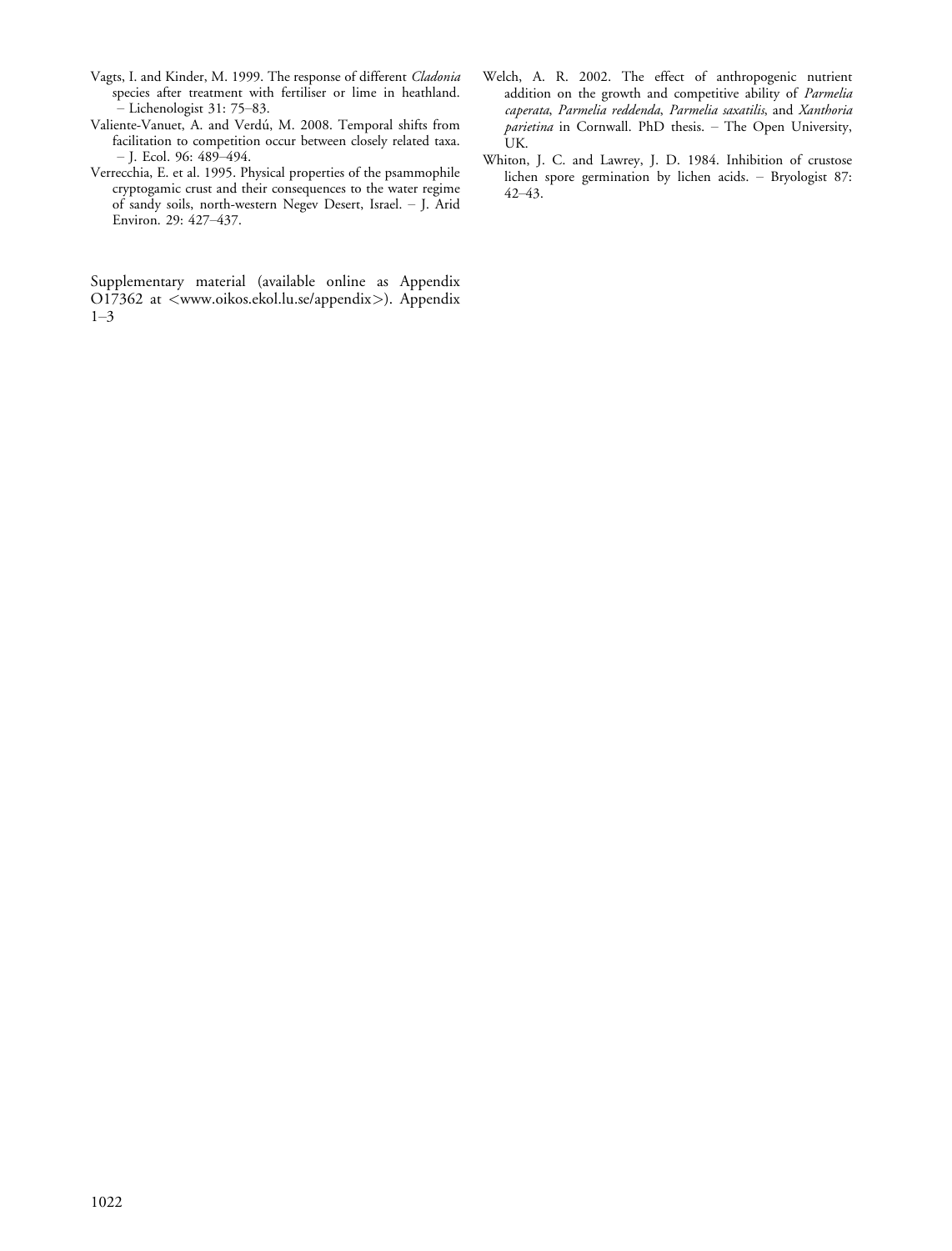Vagts, I. and Kinder, M. 1999. The response of different *Cladonia* species after treatment with fertiliser or lime in heathland. – Lichenologist 31: 75–83.

Valiente-Vanuet, A. and Verdú, M. 2008. Temporal shifts from facilitation to competition occur between closely related taxa. – J. Ecol. 96: 489–494.

Verrecchia, E. et al. 1995. Physical properties of the psammophile cryptogamic crust and their consequences to the water regime of sandy soils, north-western Negev Desert, Israel. – J. Arid Environ. 29: 427–437.

Welch, A. R. 2002. The effect of anthropogenic nutrient addition on the growth and competitive ability of *Parmelia caperata*, *Parmelia reddenda*, *Parmelia saxatilis*, and *Xanthoria parietina* in Cornwall. PhD thesis. – The Open University, UK.

Whiton, J. C. and Lawrey, J. D. 1984. Inhibition of crustose lichen spore germination by lichen acids. – Bryologist 87: 42–43.

Supplementary material (available online as Appendix O17362 at <www.oikos.ekol.lu.se/appendix>). Appendix 1–3